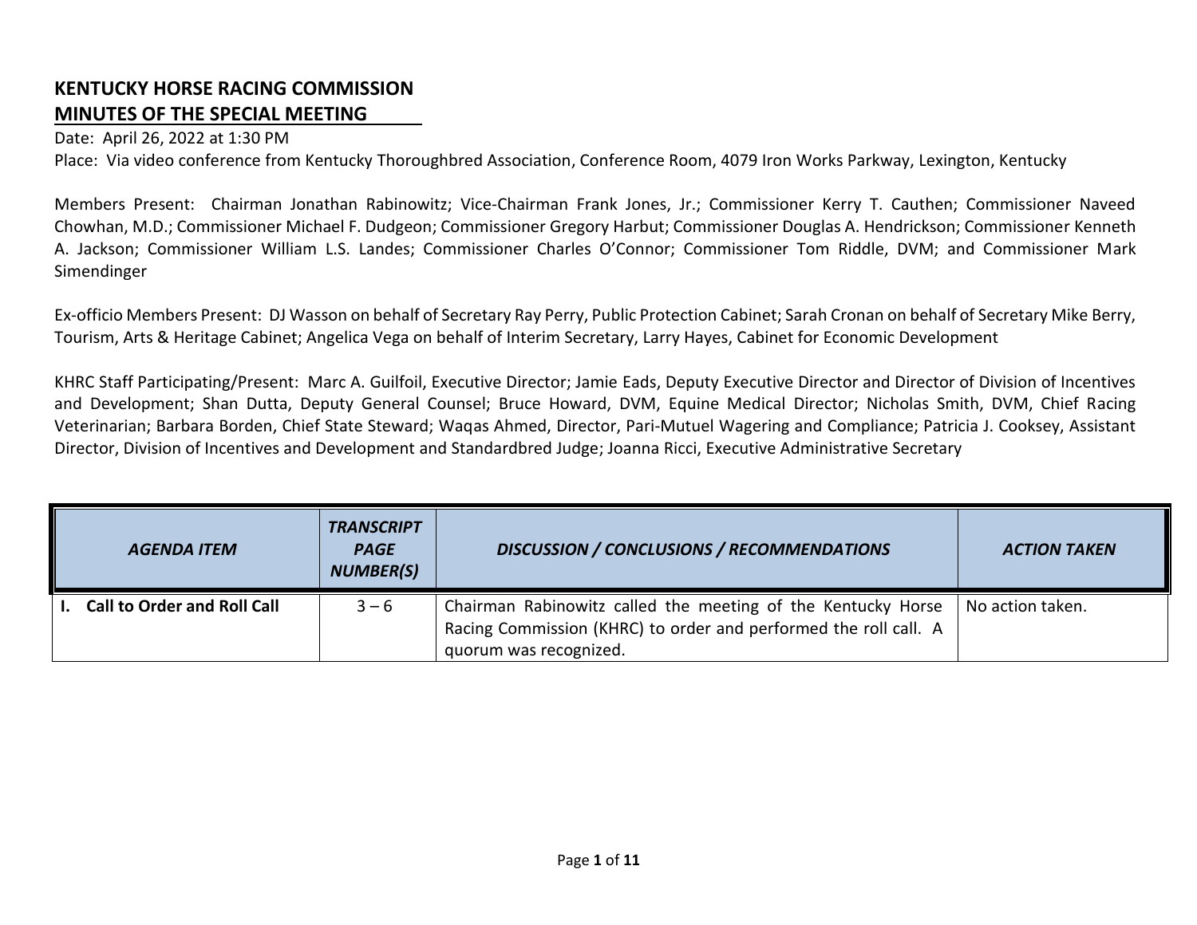# KENTUCKY HORSE RACING COMMISSION
## MINUTES OF THE SPECIAL MEETING

Date: April 26, 2022 at 1:30 PM
Place: Via video conference from Kentucky Thoroughbred Association, Conference Room, 4079 Iron Works Parkway, Lexington, Kentucky

Members Present: Chairman Jonathan Rabinowitz; Vice-Chairman Frank Jones, Jr.; Commissioner Kerry T. Cauthen; Commissioner Naveed Chowhan, M.D.; Commissioner Michael F. Dudgeon; Commissioner Gregory Harbut; Commissioner Douglas A. Hendrickson; Commissioner Kenneth A. Jackson; Commissioner William L.S. Landes; Commissioner Charles O'Connor; Commissioner Tom Riddle, DVM; and Commissioner Mark Simendinger

Ex-officio Members Present: DJ Wasson on behalf of Secretary Ray Perry, Public Protection Cabinet; Sarah Cronan on behalf of Secretary Mike Berry, Tourism, Arts & Heritage Cabinet; Angelica Vega on behalf of Interim Secretary, Larry Hayes, Cabinet for Economic Development

KHRC Staff Participating/Present: Marc A. Guilfoil, Executive Director; Jamie Eads, Deputy Executive Director and Director of Division of Incentives and Development; Shan Dutta, Deputy General Counsel; Bruce Howard, DVM, Equine Medical Director; Nicholas Smith, DVM, Chief Racing Veterinarian; Barbara Borden, Chief State Steward; Waqas Ahmed, Director, Pari-Mutuel Wagering and Compliance; Patricia J. Cooksey, Assistant Director, Division of Incentives and Development and Standardbred Judge; Joanna Ricci, Executive Administrative Secretary

| *AGENDA ITEM* | *TRANSCRIPT PAGE NUMBER(S)* | *DISCUSSION / CONCLUSIONS / RECOMMENDATIONS* | *ACTION TAKEN* |
|---|---|---|---|
| **I. Call to Order and Roll Call** | 3 – 6 | Chairman Rabinowitz called the meeting of the Kentucky Horse Racing Commission (KHRC) to order and performed the roll call. A quorum was recognized. | No action taken. |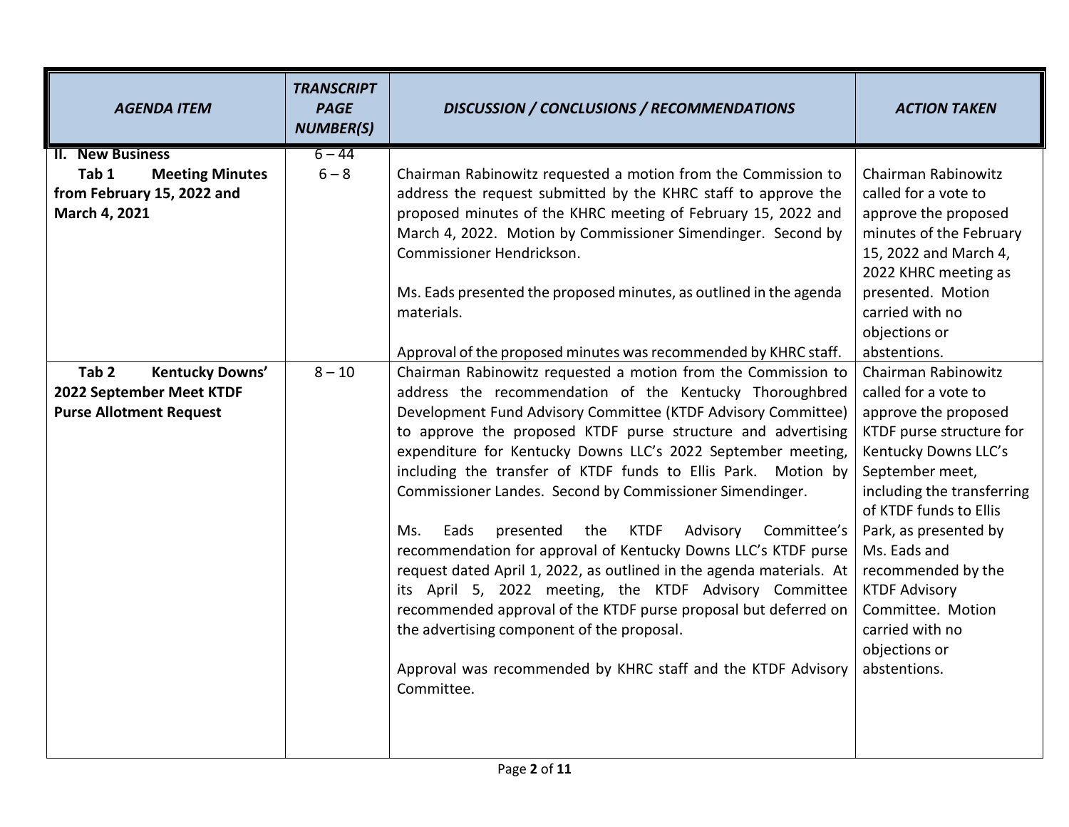| *AGENDA ITEM* | *TRANSCRIPT PAGE NUMBER(S)* | *DISCUSSION / CONCLUSIONS / RECOMMENDATIONS* | *ACTION TAKEN* |
|---|---|---|---|
| **II. New Business** | 6 – 44 | | |
| **Tab 1 Meeting Minutes from February 15, 2022 and March 4, 2021** | 6 – 8 | Chairman Rabinowitz requested a motion from the Commission to address the request submitted by the KHRC staff to approve the proposed minutes of the KHRC meeting of February 15, 2022 and March 4, 2022. Motion by Commissioner Simendinger. Second by Commissioner Hendrickson.<br><br>Ms. Eads presented the proposed minutes, as outlined in the agenda materials.<br><br>Approval of the proposed minutes was recommended by KHRC staff. | Chairman Rabinowitz called for a vote to approve the proposed minutes of the February 15, 2022 and March 4, 2022 KHRC meeting as presented. Motion carried with no objections or abstentions. |
| **Tab 2 Kentucky Downs' 2022 September Meet KTDF Purse Allotment Request** | 8 – 10 | Chairman Rabinowitz requested a motion from the Commission to address the recommendation of the Kentucky Thoroughbred Development Fund Advisory Committee (KTDF Advisory Committee) to approve the proposed KTDF purse structure and advertising expenditure for Kentucky Downs LLC's 2022 September meeting, including the transfer of KTDF funds to Ellis Park. Motion by Commissioner Landes. Second by Commissioner Simendinger.<br><br>Ms. Eads presented the KTDF Advisory Committee's recommendation for approval of Kentucky Downs LLC's KTDF purse request dated April 1, 2022, as outlined in the agenda materials. At its April 5, 2022 meeting, the KTDF Advisory Committee recommended approval of the KTDF purse proposal but deferred on the advertising component of the proposal.<br><br>Approval was recommended by KHRC staff and the KTDF Advisory Committee. | Chairman Rabinowitz called for a vote to approve the proposed KTDF purse structure for Kentucky Downs LLC's September meet, including the transferring of KTDF funds to Ellis Park, as presented by Ms. Eads and recommended by the KTDF Advisory Committee. Motion carried with no objections or abstentions. |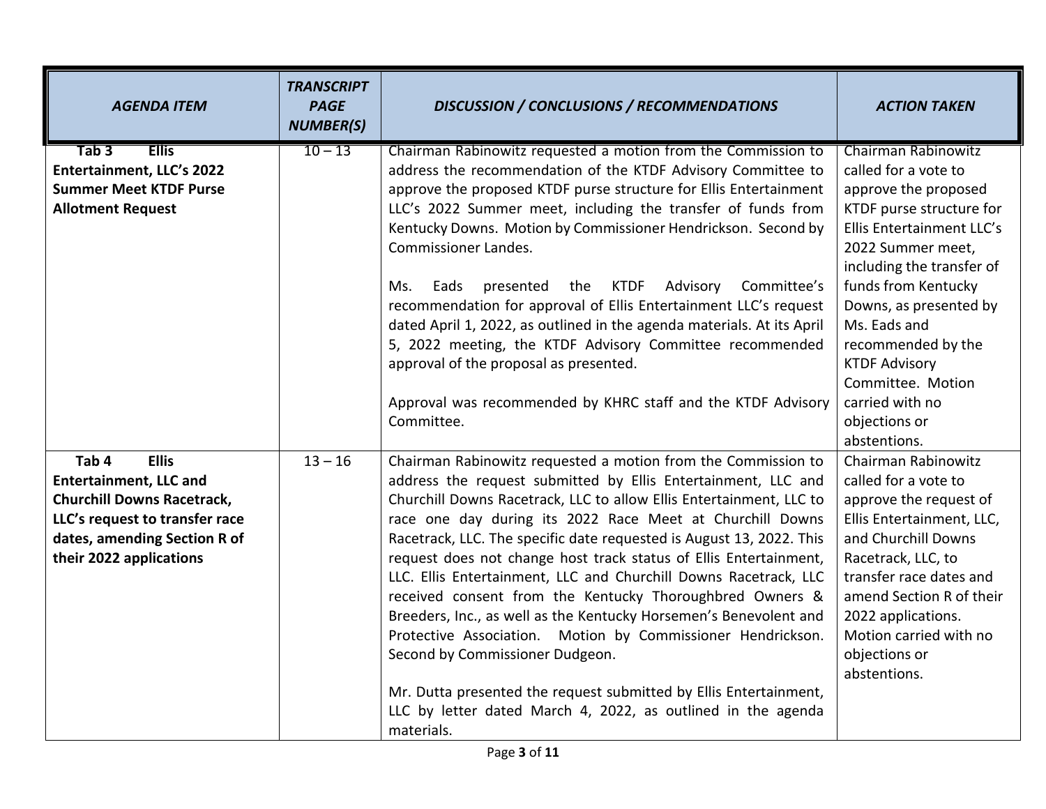| AGENDA ITEM | TRANSCRIPT PAGE NUMBER(S) | DISCUSSION / CONCLUSIONS / RECOMMENDATIONS | ACTION TAKEN |
|---|---|---|---|
| **Tab 3 Ellis Entertainment, LLC's 2022 Summer Meet KTDF Purse Allotment Request** | 10 – 13 | Chairman Rabinowitz requested a motion from the Commission to address the recommendation of the KTDF Advisory Committee to approve the proposed KTDF purse structure for Ellis Entertainment LLC's 2022 Summer meet, including the transfer of funds from Kentucky Downs. Motion by Commissioner Hendrickson. Second by Commissioner Landes.<br><br>Ms. Eads presented the KTDF Advisory Committee's recommendation for approval of Ellis Entertainment LLC's request dated April 1, 2022, as outlined in the agenda materials. At its April 5, 2022 meeting, the KTDF Advisory Committee recommended approval of the proposal as presented.<br><br>Approval was recommended by KHRC staff and the KTDF Advisory Committee. | Chairman Rabinowitz called for a vote to approve the proposed KTDF purse structure for Ellis Entertainment LLC's 2022 Summer meet, including the transfer of funds from Kentucky Downs, as presented by Ms. Eads and recommended by the KTDF Advisory Committee. Motion carried with no objections or abstentions. |
| **Tab 4 Ellis Entertainment, LLC and Churchill Downs Racetrack, LLC's request to transfer race dates, amending Section R of their 2022 applications** | 13 – 16 | Chairman Rabinowitz requested a motion from the Commission to address the request submitted by Ellis Entertainment, LLC and Churchill Downs Racetrack, LLC to allow Ellis Entertainment, LLC to race one day during its 2022 Race Meet at Churchill Downs Racetrack, LLC. The specific date requested is August 13, 2022. This request does not change host track status of Ellis Entertainment, LLC. Ellis Entertainment, LLC and Churchill Downs Racetrack, LLC received consent from the Kentucky Thoroughbred Owners & Breeders, Inc., as well as the Kentucky Horsemen's Benevolent and Protective Association. Motion by Commissioner Hendrickson. Second by Commissioner Dudgeon.<br><br>Mr. Dutta presented the request submitted by Ellis Entertainment, LLC by letter dated March 4, 2022, as outlined in the agenda materials. | Chairman Rabinowitz called for a vote to approve the request of Ellis Entertainment, LLC, and Churchill Downs Racetrack, LLC, to transfer race dates and amend Section R of their 2022 applications. Motion carried with no objections or abstentions. |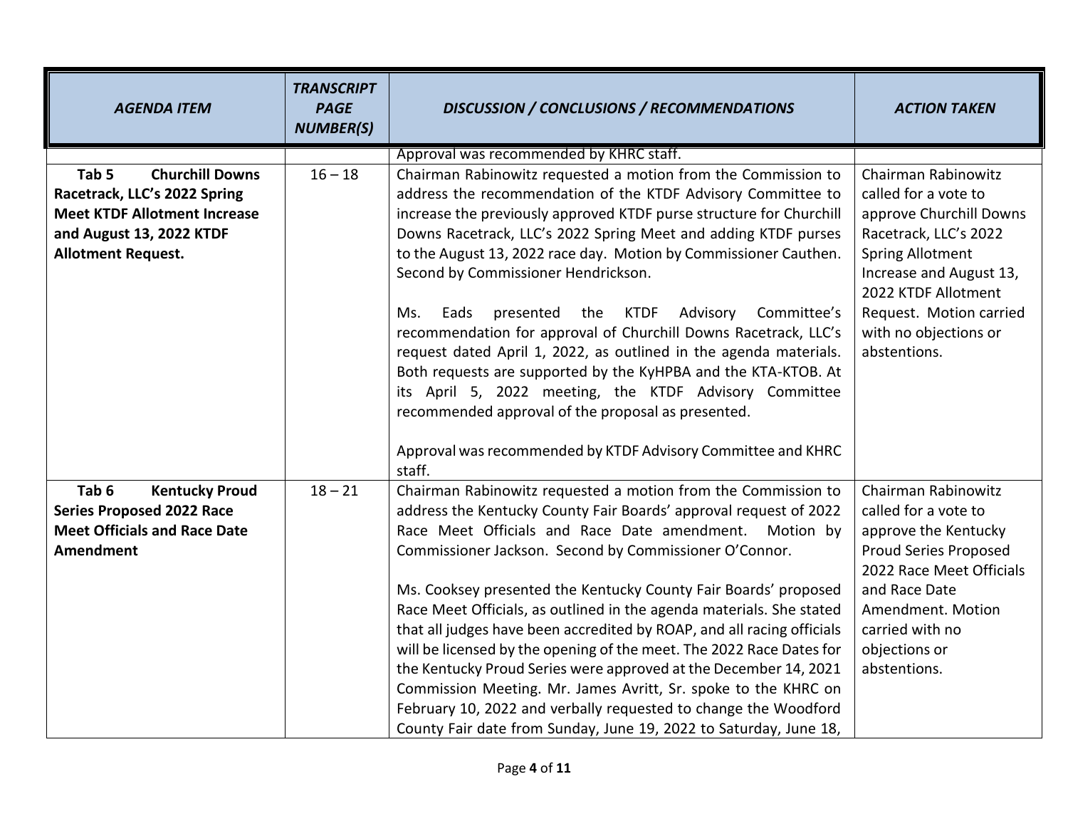| *AGENDA ITEM* | *TRANSCRIPT PAGE NUMBER(S)* | *DISCUSSION / CONCLUSIONS / RECOMMENDATIONS* | *ACTION TAKEN* |
|---|---|---|---|
| | | Approval was recommended by KHRC staff. | |
| **Tab 5 Churchill Downs Racetrack, LLC's 2022 Spring Meet KTDF Allotment Increase and August 13, 2022 KTDF Allotment Request.** | 16 – 18 | Chairman Rabinowitz requested a motion from the Commission to address the recommendation of the KTDF Advisory Committee to increase the previously approved KTDF purse structure for Churchill Downs Racetrack, LLC's 2022 Spring Meet and adding KTDF purses to the August 13, 2022 race day. Motion by Commissioner Cauthen. Second by Commissioner Hendrickson.<br><br>Ms. Eads presented the KTDF Advisory Committee's recommendation for approval of Churchill Downs Racetrack, LLC's request dated April 1, 2022, as outlined in the agenda materials. Both requests are supported by the KyHPBA and the KTA-KTOB. At its April 5, 2022 meeting, the KTDF Advisory Committee recommended approval of the proposal as presented.<br><br>Approval was recommended by KTDF Advisory Committee and KHRC staff. | Chairman Rabinowitz called for a vote to approve Churchill Downs Racetrack, LLC's 2022 Spring Allotment Increase and August 13, 2022 KTDF Allotment Request. Motion carried with no objections or abstentions. |
| **Tab 6 Kentucky Proud Series Proposed 2022 Race Meet Officials and Race Date Amendment** | 18 – 21 | Chairman Rabinowitz requested a motion from the Commission to address the Kentucky County Fair Boards' approval request of 2022 Race Meet Officials and Race Date amendment. Motion by Commissioner Jackson. Second by Commissioner O'Connor.<br><br>Ms. Cooksey presented the Kentucky County Fair Boards' proposed Race Meet Officials, as outlined in the agenda materials. She stated that all judges have been accredited by ROAP, and all racing officials will be licensed by the opening of the meet. The 2022 Race Dates for the Kentucky Proud Series were approved at the December 14, 2021 Commission Meeting. Mr. James Avritt, Sr. spoke to the KHRC on February 10, 2022 and verbally requested to change the Woodford County Fair date from Sunday, June 19, 2022 to Saturday, June 18, | Chairman Rabinowitz called for a vote to approve the Kentucky Proud Series Proposed 2022 Race Meet Officials and Race Date Amendment. Motion carried with no objections or abstentions. |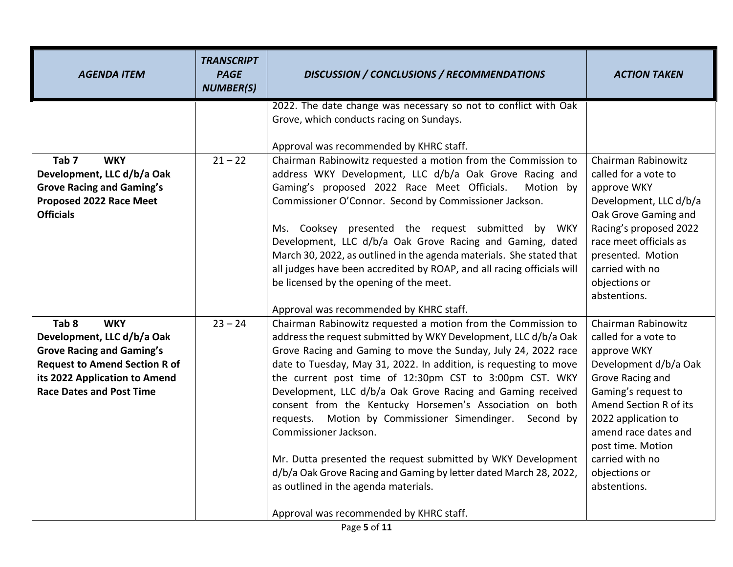| AGENDA ITEM | TRANSCRIPT PAGE NUMBER(S) | DISCUSSION / CONCLUSIONS / RECOMMENDATIONS | ACTION TAKEN |
| --- | --- | --- | --- |
| | | 2022. The date change was necessary so not to conflict with Oak Grove, which conducts racing on Sundays.<br><br>Approval was recommended by KHRC staff. | |
| **Tab 7 WKY Development, LLC d/b/a Oak Grove Racing and Gaming's Proposed 2022 Race Meet Officials** | 21 – 22 | Chairman Rabinowitz requested a motion from the Commission to address WKY Development, LLC d/b/a Oak Grove Racing and Gaming's proposed 2022 Race Meet Officials. Motion by Commissioner O'Connor. Second by Commissioner Jackson.<br><br>Ms. Cooksey presented the request submitted by WKY Development, LLC d/b/a Oak Grove Racing and Gaming, dated March 30, 2022, as outlined in the agenda materials. She stated that all judges have been accredited by ROAP, and all racing officials will be licensed by the opening of the meet.<br><br>Approval was recommended by KHRC staff. | Chairman Rabinowitz called for a vote to approve WKY Development, LLC d/b/a Oak Grove Gaming and Racing's proposed 2022 race meet officials as presented. Motion carried with no objections or abstentions. |
| **Tab 8 WKY Development, LLC d/b/a Oak Grove Racing and Gaming's Request to Amend Section R of its 2022 Application to Amend Race Dates and Post Time** | 23 – 24 | Chairman Rabinowitz requested a motion from the Commission to address the request submitted by WKY Development, LLC d/b/a Oak Grove Racing and Gaming to move the Sunday, July 24, 2022 race date to Tuesday, May 31, 2022. In addition, is requesting to move the current post time of 12:30pm CST to 3:00pm CST. WKY Development, LLC d/b/a Oak Grove Racing and Gaming received consent from the Kentucky Horsemen's Association on both requests. Motion by Commissioner Simendinger. Second by Commissioner Jackson.<br><br>Mr. Dutta presented the request submitted by WKY Development d/b/a Oak Grove Racing and Gaming by letter dated March 28, 2022, as outlined in the agenda materials.<br><br>Approval was recommended by KHRC staff. | Chairman Rabinowitz called for a vote to approve WKY Development d/b/a Oak Grove Racing and Gaming's request to Amend Section R of its 2022 application to amend race dates and post time. Motion carried with no objections or abstentions. |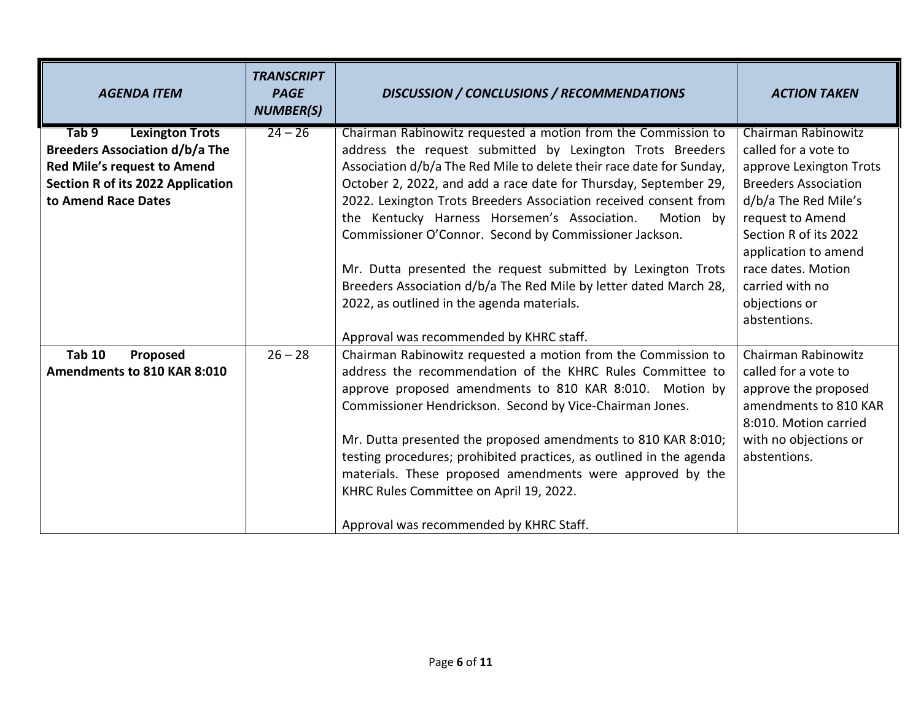| *AGENDA ITEM* | *TRANSCRIPT PAGE NUMBER(S)* | *DISCUSSION / CONCLUSIONS / RECOMMENDATIONS* | *ACTION TAKEN* |
|---|---|---|---|
| **Tab 9 Lexington Trots Breeders Association d/b/a The Red Mile's request to Amend Section R of its 2022 Application to Amend Race Dates** | 24 – 26 | Chairman Rabinowitz requested a motion from the Commission to address the request submitted by Lexington Trots Breeders Association d/b/a The Red Mile to delete their race date for Sunday, October 2, 2022, and add a race date for Thursday, September 29, 2022. Lexington Trots Breeders Association received consent from the Kentucky Harness Horsemen's Association. Motion by Commissioner O'Connor. Second by Commissioner Jackson.<br><br>Mr. Dutta presented the request submitted by Lexington Trots Breeders Association d/b/a The Red Mile by letter dated March 28, 2022, as outlined in the agenda materials.<br><br>Approval was recommended by KHRC staff. | Chairman Rabinowitz called for a vote to approve Lexington Trots Breeders Association d/b/a The Red Mile's request to Amend Section R of its 2022 application to amend race dates. Motion carried with no objections or abstentions. |
| **Tab 10 Proposed Amendments to 810 KAR 8:010** | 26 – 28 | Chairman Rabinowitz requested a motion from the Commission to address the recommendation of the KHRC Rules Committee to approve proposed amendments to 810 KAR 8:010. Motion by Commissioner Hendrickson. Second by Vice-Chairman Jones.<br><br>Mr. Dutta presented the proposed amendments to 810 KAR 8:010; testing procedures; prohibited practices, as outlined in the agenda materials. These proposed amendments were approved by the KHRC Rules Committee on April 19, 2022.<br><br>Approval was recommended by KHRC Staff. | Chairman Rabinowitz called for a vote to approve the proposed amendments to 810 KAR 8:010. Motion carried with no objections or abstentions. |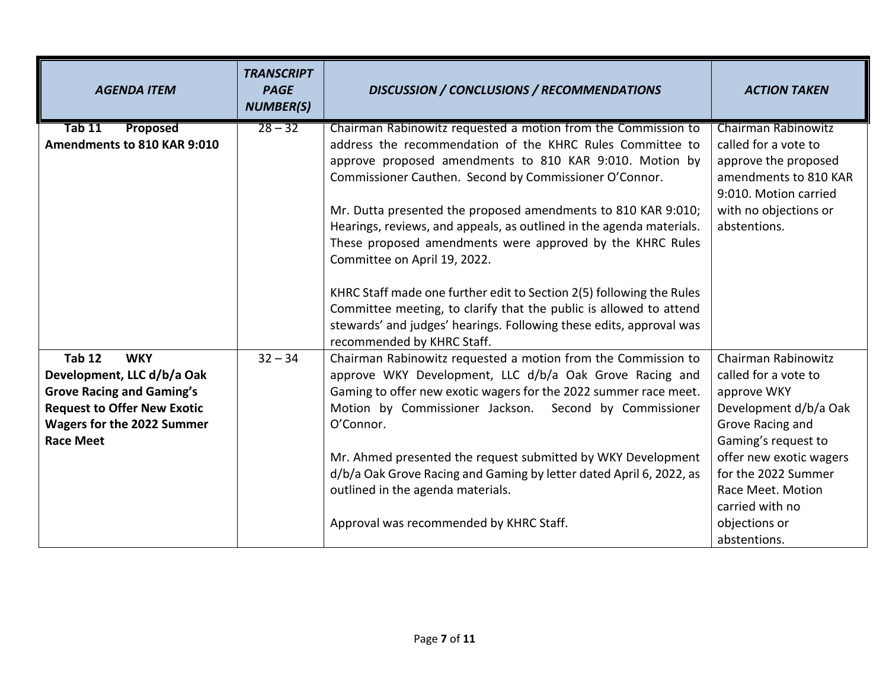| *AGENDA ITEM* | *TRANSCRIPT PAGE NUMBER(S)* | *DISCUSSION / CONCLUSIONS / RECOMMENDATIONS* | *ACTION TAKEN* |
| --- | --- | --- | --- |
| **Tab 11 Proposed Amendments to 810 KAR 9:010** | 28 – 32 | Chairman Rabinowitz requested a motion from the Commission to address the recommendation of the KHRC Rules Committee to approve proposed amendments to 810 KAR 9:010. Motion by Commissioner Cauthen. Second by Commissioner O'Connor.<br><br>Mr. Dutta presented the proposed amendments to 810 KAR 9:010; Hearings, reviews, and appeals, as outlined in the agenda materials. These proposed amendments were approved by the KHRC Rules Committee on April 19, 2022.<br><br>KHRC Staff made one further edit to Section 2(5) following the Rules Committee meeting, to clarify that the public is allowed to attend stewards' and judges' hearings. Following these edits, approval was recommended by KHRC Staff. | Chairman Rabinowitz called for a vote to approve the proposed amendments to 810 KAR 9:010. Motion carried with no objections or abstentions. |
| **Tab 12 WKY Development, LLC d/b/a Oak Grove Racing and Gaming's Request to Offer New Exotic Wagers for the 2022 Summer Race Meet** | 32 – 34 | Chairman Rabinowitz requested a motion from the Commission to approve WKY Development, LLC d/b/a Oak Grove Racing and Gaming to offer new exotic wagers for the 2022 summer race meet. Motion by Commissioner Jackson. Second by Commissioner O'Connor.<br><br>Mr. Ahmed presented the request submitted by WKY Development d/b/a Oak Grove Racing and Gaming by letter dated April 6, 2022, as outlined in the agenda materials.<br><br>Approval was recommended by KHRC Staff. | Chairman Rabinowitz called for a vote to approve WKY Development d/b/a Oak Grove Racing and Gaming's request to offer new exotic wagers for the 2022 Summer Race Meet. Motion carried with no objections or abstentions. |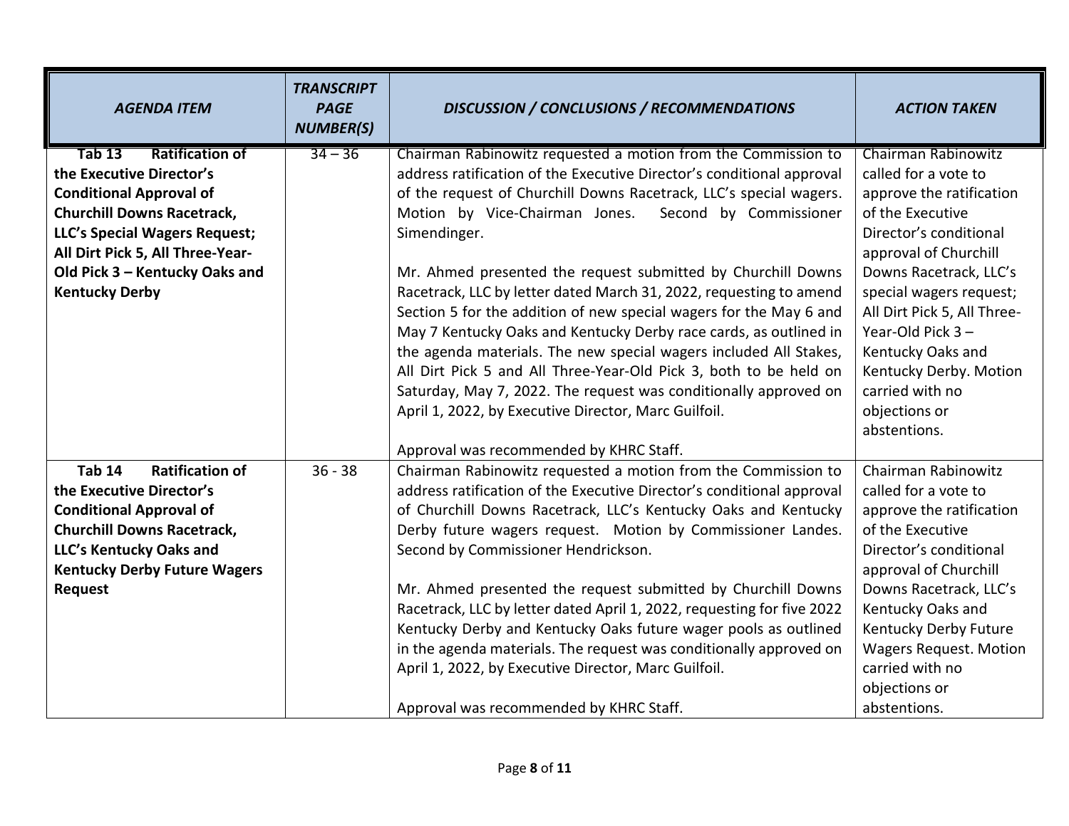| *AGENDA ITEM* | *TRANSCRIPT PAGE NUMBER(S)* | *DISCUSSION / CONCLUSIONS / RECOMMENDATIONS* | *ACTION TAKEN* |
|---|---|---|---|
| **Tab 13 Ratification of the Executive Director's Conditional Approval of Churchill Downs Racetrack, LLC's Special Wagers Request; All Dirt Pick 5, All Three-Year-Old Pick 3 – Kentucky Oaks and Kentucky Derby** | 34 – 36 | Chairman Rabinowitz requested a motion from the Commission to address ratification of the Executive Director's conditional approval of the request of Churchill Downs Racetrack, LLC's special wagers. Motion by Vice-Chairman Jones. Second by Commissioner Simendinger.<br><br>Mr. Ahmed presented the request submitted by Churchill Downs Racetrack, LLC by letter dated March 31, 2022, requesting to amend Section 5 for the addition of new special wagers for the May 6 and May 7 Kentucky Oaks and Kentucky Derby race cards, as outlined in the agenda materials. The new special wagers included All Stakes, All Dirt Pick 5 and All Three-Year-Old Pick 3, both to be held on Saturday, May 7, 2022. The request was conditionally approved on April 1, 2022, by Executive Director, Marc Guilfoil.<br><br>Approval was recommended by KHRC Staff. | Chairman Rabinowitz called for a vote to approve the ratification of the Executive Director's conditional approval of Churchill Downs Racetrack, LLC's special wagers request; All Dirt Pick 5, All Three-Year-Old Pick 3 – Kentucky Oaks and Kentucky Derby. Motion carried with no objections or abstentions. |
| **Tab 14 Ratification of the Executive Director's Conditional Approval of Churchill Downs Racetrack, LLC's Kentucky Oaks and Kentucky Derby Future Wagers Request** | 36 - 38 | Chairman Rabinowitz requested a motion from the Commission to address ratification of the Executive Director's conditional approval of Churchill Downs Racetrack, LLC's Kentucky Oaks and Kentucky Derby future wagers request. Motion by Commissioner Landes. Second by Commissioner Hendrickson.<br><br>Mr. Ahmed presented the request submitted by Churchill Downs Racetrack, LLC by letter dated April 1, 2022, requesting for five 2022 Kentucky Derby and Kentucky Oaks future wager pools as outlined in the agenda materials. The request was conditionally approved on April 1, 2022, by Executive Director, Marc Guilfoil.<br><br>Approval was recommended by KHRC Staff. | Chairman Rabinowitz called for a vote to approve the ratification of the Executive Director's conditional approval of Churchill Downs Racetrack, LLC's Kentucky Oaks and Kentucky Derby Future Wagers Request. Motion carried with no objections or abstentions. |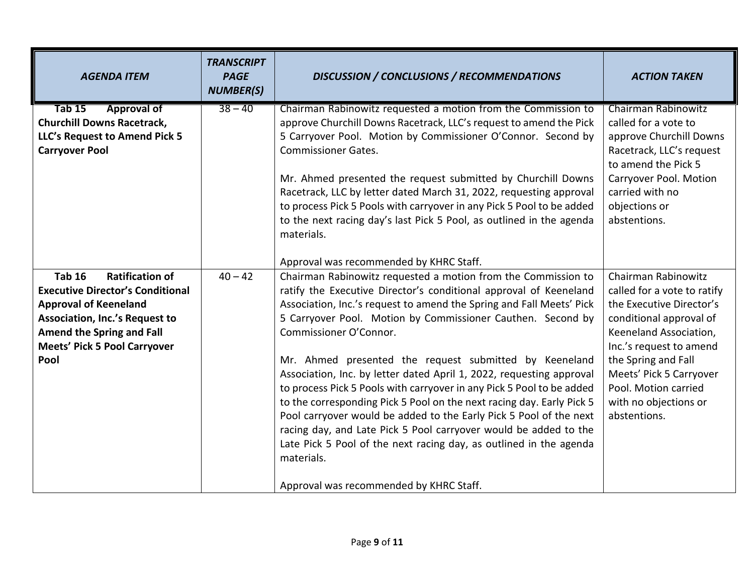| *AGENDA ITEM* | *TRANSCRIPT PAGE NUMBER(S)* | *DISCUSSION / CONCLUSIONS / RECOMMENDATIONS* | *ACTION TAKEN* |
|---|---|---|---|
| **Tab 15 Approval of Churchill Downs Racetrack, LLC's Request to Amend Pick 5 Carryover Pool** | 38 – 40 | Chairman Rabinowitz requested a motion from the Commission to approve Churchill Downs Racetrack, LLC's request to amend the Pick 5 Carryover Pool. Motion by Commissioner O'Connor. Second by Commissioner Gates.<br><br>Mr. Ahmed presented the request submitted by Churchill Downs Racetrack, LLC by letter dated March 31, 2022, requesting approval to process Pick 5 Pools with carryover in any Pick 5 Pool to be added to the next racing day's last Pick 5 Pool, as outlined in the agenda materials.<br><br>Approval was recommended by KHRC Staff. | Chairman Rabinowitz called for a vote to approve Churchill Downs Racetrack, LLC's request to amend the Pick 5 Carryover Pool. Motion carried with no objections or abstentions. |
| **Tab 16 Ratification of Executive Director's Conditional Approval of Keeneland Association, Inc.'s Request to Amend the Spring and Fall Meets' Pick 5 Pool Carryover Pool** | 40 – 42 | Chairman Rabinowitz requested a motion from the Commission to ratify the Executive Director's conditional approval of Keeneland Association, Inc.'s request to amend the Spring and Fall Meets' Pick 5 Carryover Pool. Motion by Commissioner Cauthen. Second by Commissioner O'Connor.<br><br>Mr. Ahmed presented the request submitted by Keeneland Association, Inc. by letter dated April 1, 2022, requesting approval to process Pick 5 Pools with carryover in any Pick 5 Pool to be added to the corresponding Pick 5 Pool on the next racing day. Early Pick 5 Pool carryover would be added to the Early Pick 5 Pool of the next racing day, and Late Pick 5 Pool carryover would be added to the Late Pick 5 Pool of the next racing day, as outlined in the agenda materials.<br><br>Approval was recommended by KHRC Staff. | Chairman Rabinowitz called for a vote to ratify the Executive Director's conditional approval of Keeneland Association, Inc.'s request to amend the Spring and Fall Meets' Pick 5 Carryover Pool. Motion carried with no objections or abstentions. |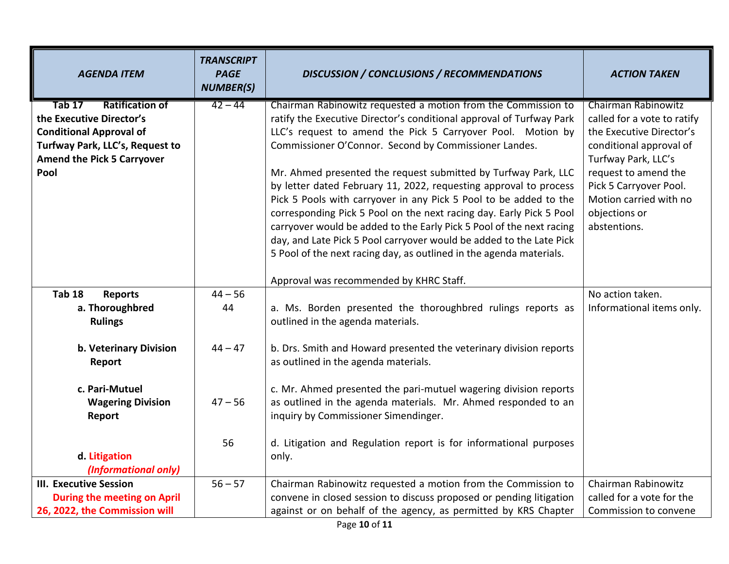| AGENDA ITEM | TRANSCRIPT PAGE NUMBER(S) | DISCUSSION / CONCLUSIONS / RECOMMENDATIONS | ACTION TAKEN |
|---|---|---|---|
| **Tab 17 Ratification of the Executive Director's Conditional Approval of Turfway Park, LLC's, Request to Amend the Pick 5 Carryover Pool** | 42 – 44 | Chairman Rabinowitz requested a motion from the Commission to ratify the Executive Director's conditional approval of Turfway Park LLC's request to amend the Pick 5 Carryover Pool. Motion by Commissioner O'Connor. Second by Commissioner Landes.<br><br>Mr. Ahmed presented the request submitted by Turfway Park, LLC by letter dated February 11, 2022, requesting approval to process Pick 5 Pools with carryover in any Pick 5 Pool to be added to the corresponding Pick 5 Pool on the next racing day. Early Pick 5 Pool carryover would be added to the Early Pick 5 Pool of the next racing day, and Late Pick 5 Pool carryover would be added to the Late Pick 5 Pool of the next racing day, as outlined in the agenda materials.<br><br>Approval was recommended by KHRC Staff. | Chairman Rabinowitz called for a vote to ratify the Executive Director's conditional approval of Turfway Park, LLC's request to amend the Pick 5 Carryover Pool. Motion carried with no objections or abstentions. |
| **Tab 18 Reports**<br>**a. Thoroughbred Rulings**<br><br>**b. Veterinary Division Report**<br><br>**c. Pari-Mutuel Wagering Division Report**<br><br>**d. Litigation *(Informational only)*** | 44 – 56<br>44<br><br>44 – 47<br><br>47 – 56<br><br>56 | a. Ms. Borden presented the thoroughbred rulings reports as outlined in the agenda materials.<br><br>b. Drs. Smith and Howard presented the veterinary division reports as outlined in the agenda materials.<br><br>c. Mr. Ahmed presented the pari-mutuel wagering division reports as outlined in the agenda materials. Mr. Ahmed responded to an inquiry by Commissioner Simendinger.<br><br>d. Litigation and Regulation report is for informational purposes only. | No action taken. Informational items only. |
| **III. Executive Session During the meeting on April 26, 2022, the Commission will** | 56 – 57 | Chairman Rabinowitz requested a motion from the Commission to convene in closed session to discuss proposed or pending litigation against or on behalf of the agency, as permitted by KRS Chapter | Chairman Rabinowitz called for a vote for the Commission to convene |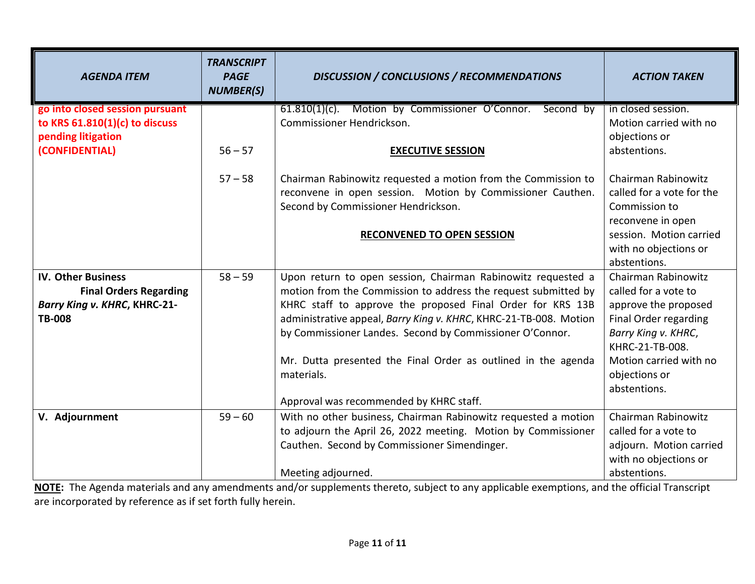| *AGENDA ITEM* | *TRANSCRIPT PAGE NUMBER(S)* | *DISCUSSION / CONCLUSIONS / RECOMMENDATIONS* | *ACTION TAKEN* |
|---|---|---|---|
| **go into closed session pursuant to KRS 61.810(1)(c) to discuss pending litigation (CONFIDENTIAL)** | 56 – 57 | 61.810(1)(c). Motion by Commissioner O'Connor. Second by Commissioner Hendrickson.<br><br>**EXECUTIVE SESSION** | in closed session. Motion carried with no objections or abstentions. |
| | 57 – 58 | Chairman Rabinowitz requested a motion from the Commission to reconvene in open session. Motion by Commissioner Cauthen. Second by Commissioner Hendrickson.<br><br>**RECONVENED TO OPEN SESSION** | Chairman Rabinowitz called for a vote for the Commission to reconvene in open session. Motion carried with no objections or abstentions. |
| **IV. Other Business**<br>**Final Orders Regarding *Barry King v. KHRC*, KHRC-21-TB-008** | 58 – 59 | Upon return to open session, Chairman Rabinowitz requested a motion from the Commission to address the request submitted by KHRC staff to approve the proposed Final Order for KRS 13B administrative appeal, *Barry King v. KHRC*, KHRC-21-TB-008. Motion by Commissioner Landes. Second by Commissioner O'Connor.<br><br>Mr. Dutta presented the Final Order as outlined in the agenda materials.<br><br>Approval was recommended by KHRC staff. | Chairman Rabinowitz called for a vote to approve the proposed Final Order regarding *Barry King v. KHRC*, KHRC-21-TB-008. Motion carried with no objections or abstentions. |
| **V. Adjournment** | 59 – 60 | With no other business, Chairman Rabinowitz requested a motion to adjourn the April 26, 2022 meeting. Motion by Commissioner Cauthen. Second by Commissioner Simendinger.<br><br>Meeting adjourned. | Chairman Rabinowitz called for a vote to adjourn. Motion carried with no objections or abstentions. |

**NOTE:** The Agenda materials and any amendments and/or supplements thereto, subject to any applicable exemptions, and the official Transcript are incorporated by reference as if set forth fully herein.